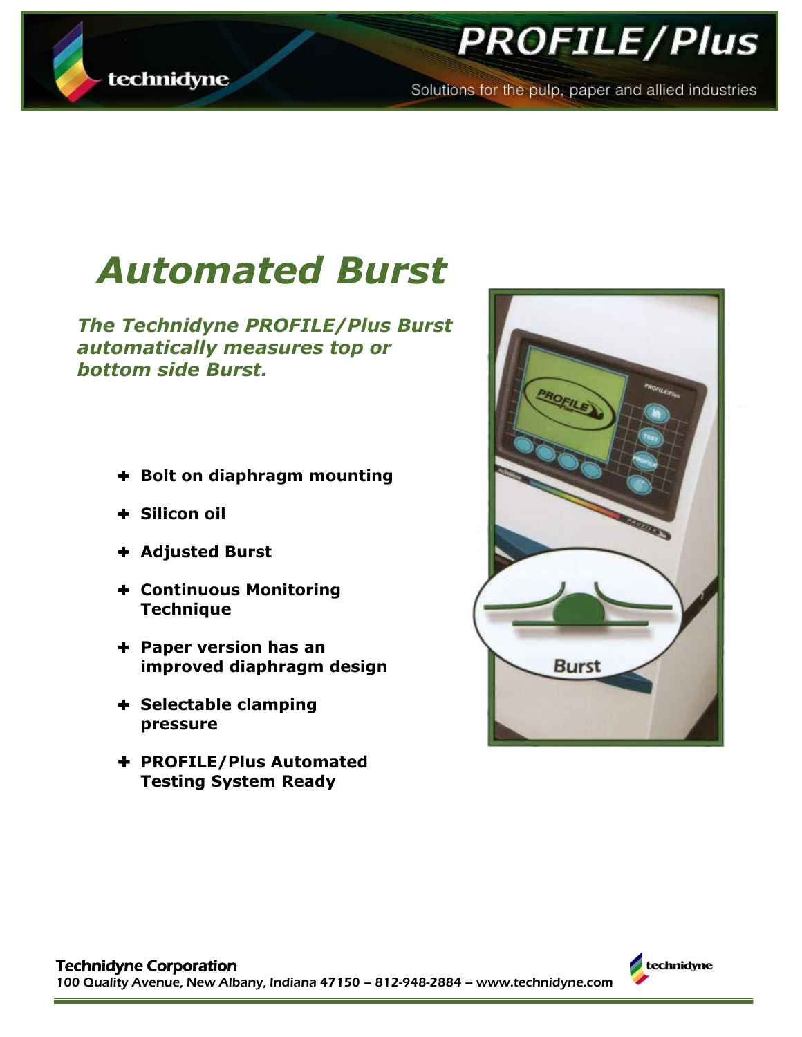# Automated Burst

***The Technidyne PROFILE/Plus Burst automatically measures top or bottom side Burst.***

- **Bolt on diaphragm mounting**
- **Silicon oil**
- **Adjusted Burst**
- **Continuous Monitoring Technique**
- **Paper version has an improved diaphragm design**
- **Selectable clamping pressure**
- **PROFILE/Plus Automated Testing System Ready**

**Technidyne Corporation**
100 Quality Avenue, New Albany, Indiana 47150 – 812-948-2884 – www.technidyne.com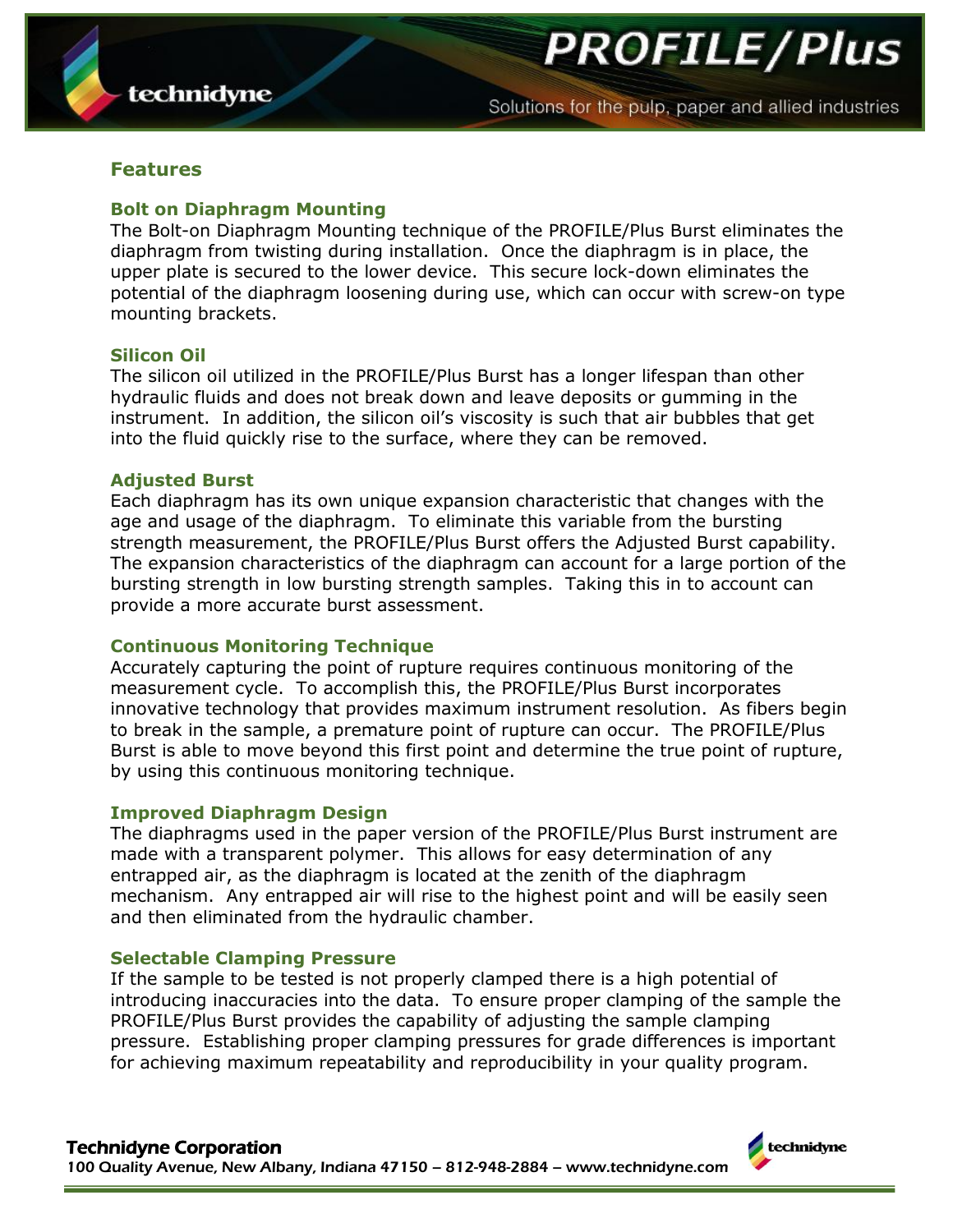## Features

### Bolt on Diaphragm Mounting

The Bolt-on Diaphragm Mounting technique of the PROFILE/Plus Burst eliminates the diaphragm from twisting during installation. Once the diaphragm is in place, the upper plate is secured to the lower device. This secure lock-down eliminates the potential of the diaphragm loosening during use, which can occur with screw-on type mounting brackets.

### Silicon Oil

The silicon oil utilized in the PROFILE/Plus Burst has a longer lifespan than other hydraulic fluids and does not break down and leave deposits or gumming in the instrument. In addition, the silicon oil's viscosity is such that air bubbles that get into the fluid quickly rise to the surface, where they can be removed.

### Adjusted Burst

Each diaphragm has its own unique expansion characteristic that changes with the age and usage of the diaphragm. To eliminate this variable from the bursting strength measurement, the PROFILE/Plus Burst offers the Adjusted Burst capability. The expansion characteristics of the diaphragm can account for a large portion of the bursting strength in low bursting strength samples. Taking this in to account can provide a more accurate burst assessment.

### Continuous Monitoring Technique

Accurately capturing the point of rupture requires continuous monitoring of the measurement cycle. To accomplish this, the PROFILE/Plus Burst incorporates innovative technology that provides maximum instrument resolution. As fibers begin to break in the sample, a premature point of rupture can occur. The PROFILE/Plus Burst is able to move beyond this first point and determine the true point of rupture, by using this continuous monitoring technique.

### Improved Diaphragm Design

The diaphragms used in the paper version of the PROFILE/Plus Burst instrument are made with a transparent polymer. This allows for easy determination of any entrapped air, as the diaphragm is located at the zenith of the diaphragm mechanism. Any entrapped air will rise to the highest point and will be easily seen and then eliminated from the hydraulic chamber.

### Selectable Clamping Pressure

If the sample to be tested is not properly clamped there is a high potential of introducing inaccuracies into the data. To ensure proper clamping of the sample the PROFILE/Plus Burst provides the capability of adjusting the sample clamping pressure. Establishing proper clamping pressures for grade differences is important for achieving maximum repeatability and reproducibility in your quality program.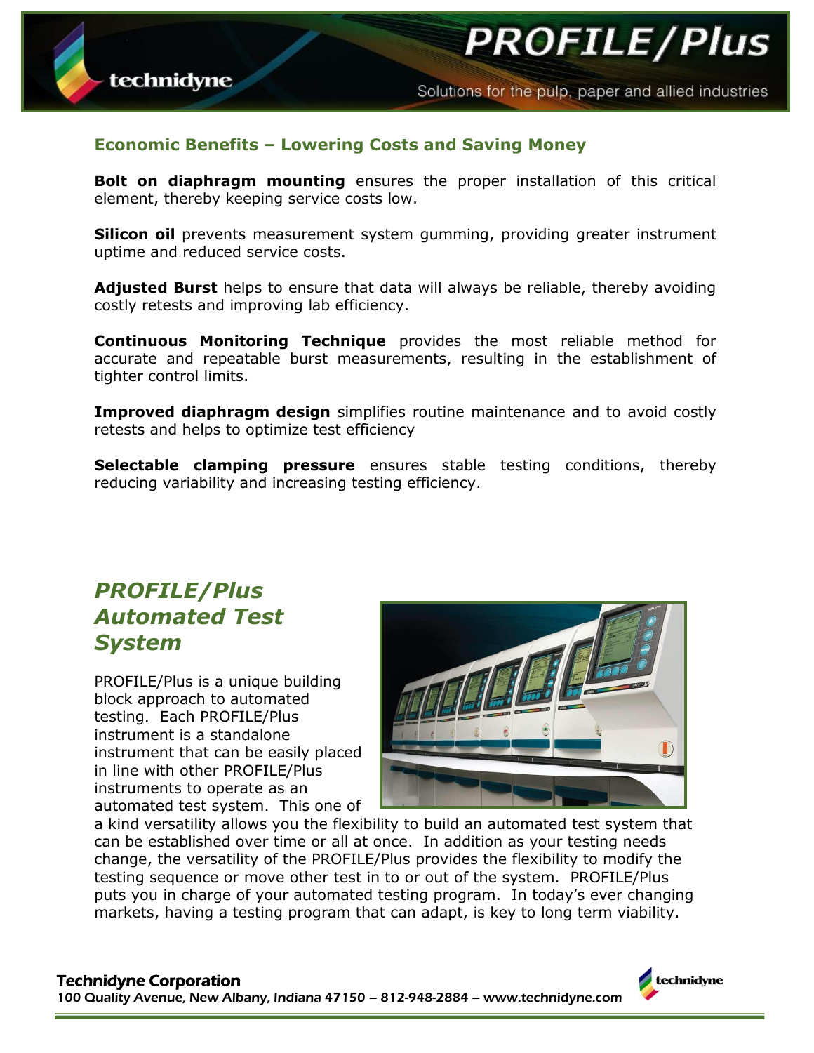## Economic Benefits – Lowering Costs and Saving Money

**Bolt on diaphragm mounting** ensures the proper installation of this critical element, thereby keeping service costs low.

**Silicon oil** prevents measurement system gumming, providing greater instrument uptime and reduced service costs.

**Adjusted Burst** helps to ensure that data will always be reliable, thereby avoiding costly retests and improving lab efficiency.

**Continuous Monitoring Technique** provides the most reliable method for accurate and repeatable burst measurements, resulting in the establishment of tighter control limits.

**Improved diaphragm design** simplifies routine maintenance and to avoid costly retests and helps to optimize test efficiency

**Selectable clamping pressure** ensures stable testing conditions, thereby reducing variability and increasing testing efficiency.

## *PROFILE/Plus Automated Test System*

PROFILE/Plus is a unique building block approach to automated testing. Each PROFILE/Plus instrument is a standalone instrument that can be easily placed in line with other PROFILE/Plus instruments to operate as an automated test system. This one of a kind versatility allows you the flexibility to build an automated test system that can be established over time or all at once. In addition as your testing needs change, the versatility of the PROFILE/Plus provides the flexibility to modify the testing sequence or move other test in to or out of the system. PROFILE/Plus puts you in charge of your automated testing program. In today's ever changing markets, having a testing program that can adapt, is key to long term viability.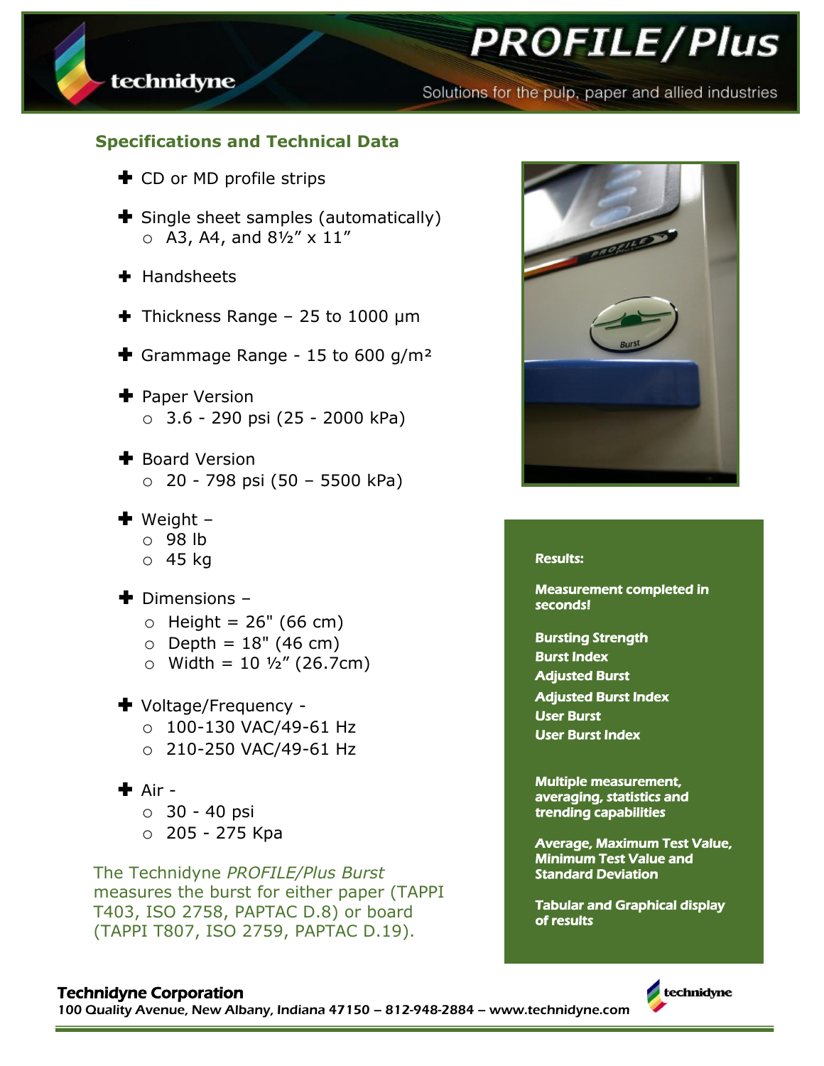# PROFILE/Plus

Solutions for the pulp, paper and allied industries

## Specifications and Technical Data

- CD or MD profile strips
- Single sheet samples (automatically)
  - A3, A4, and 8½" x 11"
- Handsheets
- Thickness Range – 25 to 1000 µm
- Grammage Range - 15 to 600 g/m²
- Paper Version
  - 3.6 - 290 psi (25 - 2000 kPa)
- Board Version
  - 20 - 798 psi (50 – 5500 kPa)
- Weight –
  - 98 lb
  - 45 kg
- Dimensions –
  - Height = 26" (66 cm)
  - Depth = 18" (46 cm)
  - Width = 10 ½" (26.7cm)
- Voltage/Frequency -
  - 100-130 VAC/49-61 Hz
  - 210-250 VAC/49-61 Hz
- Air -
  - 30 - 40 psi
  - 205 - 275 Kpa

The Technidyne *PROFILE/Plus Burst* measures the burst for either paper (TAPPI T403, ISO 2758, PAPTAC D.8) or board (TAPPI T807, ISO 2759, PAPTAC D.19).

**Results:**

**Measurement completed in seconds!**

**Bursting Strength**
**Burst Index**
**Adjusted Burst**
**Adjusted Burst Index**
**User Burst**
**User Burst Index**

**Multiple measurement, averaging, statistics and trending capabilities**

**Average, Maximum Test Value, Minimum Test Value and Standard Deviation**

**Tabular and Graphical display of results**

**Technidyne Corporation**
100 Quality Avenue, New Albany, Indiana 47150 – 812-948-2884 – www.technidyne.com